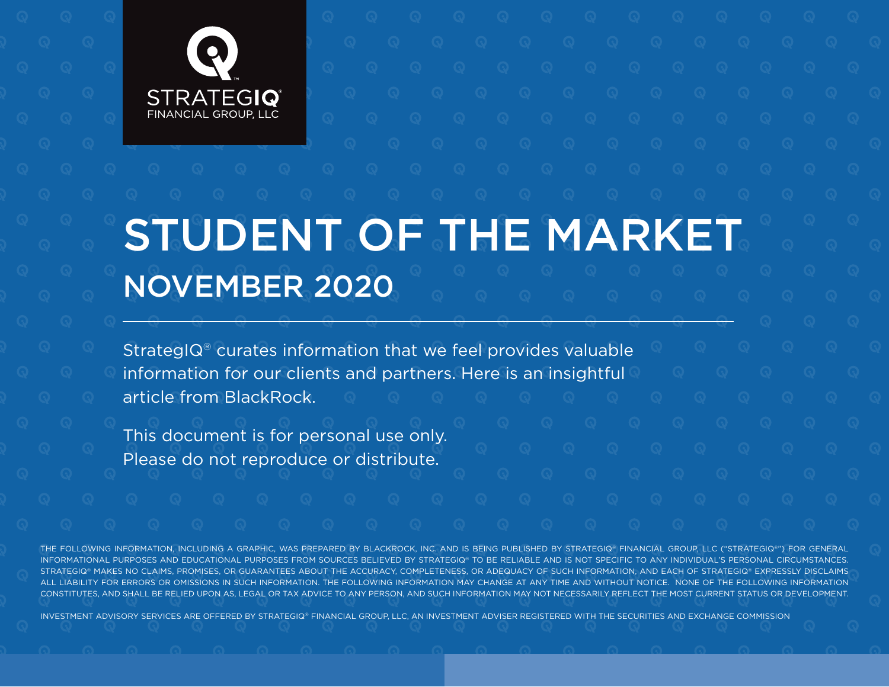STRATEGIQ®
FINANCIAL GROUP, LLC

# STUDENT OF THE MARKET
## NOVEMBER 2020

StrategIQ® curates information that we feel provides valuable information for our clients and partners. Here is an insightful article from BlackRock.

This document is for personal use only.
Please do not reproduce or distribute.

THE FOLLOWING INFORMATION, INCLUDING A GRAPHIC, WAS PREPARED BY BLACKROCK, INC. AND IS BEING PUBLISHED BY STRATEGIQ® FINANCIAL GROUP, LLC ("STRATEGIQ®") FOR GENERAL INFORMATIONAL PURPOSES AND EDUCATIONAL PURPOSES FROM SOURCES BELIEVED BY STRATEGIQ® TO BE RELIABLE AND IS NOT SPECIFIC TO ANY INDIVIDUAL'S PERSONAL CIRCUMSTANCES. STRATEGIQ® MAKES NO CLAIMS, PROMISES, OR GUARANTEES ABOUT THE ACCURACY, COMPLETENESS, OR ADEQUACY OF SUCH INFORMATION, AND EACH OF STRATEGIQ® EXPRESSLY DISCLAIMS ALL LIABILITY FOR ERRORS OR OMISSIONS IN SUCH INFORMATION. THE FOLLOWING INFORMATION MAY CHANGE AT ANY TIME AND WITHOUT NOTICE. NONE OF THE FOLLOWING INFORMATION CONSTITUTES, AND SHALL BE RELIED UPON AS, LEGAL OR TAX ADVICE TO ANY PERSON, AND SUCH INFORMATION MAY NOT NECESSARILY REFLECT THE MOST CURRENT STATUS OR DEVELOPMENT.

INVESTMENT ADVISORY SERVICES ARE OFFERED BY STRATEGIQ® FINANCIAL GROUP, LLC, AN INVESTMENT ADVISER REGISTERED WITH THE SECURITIES AND EXCHANGE COMMISSION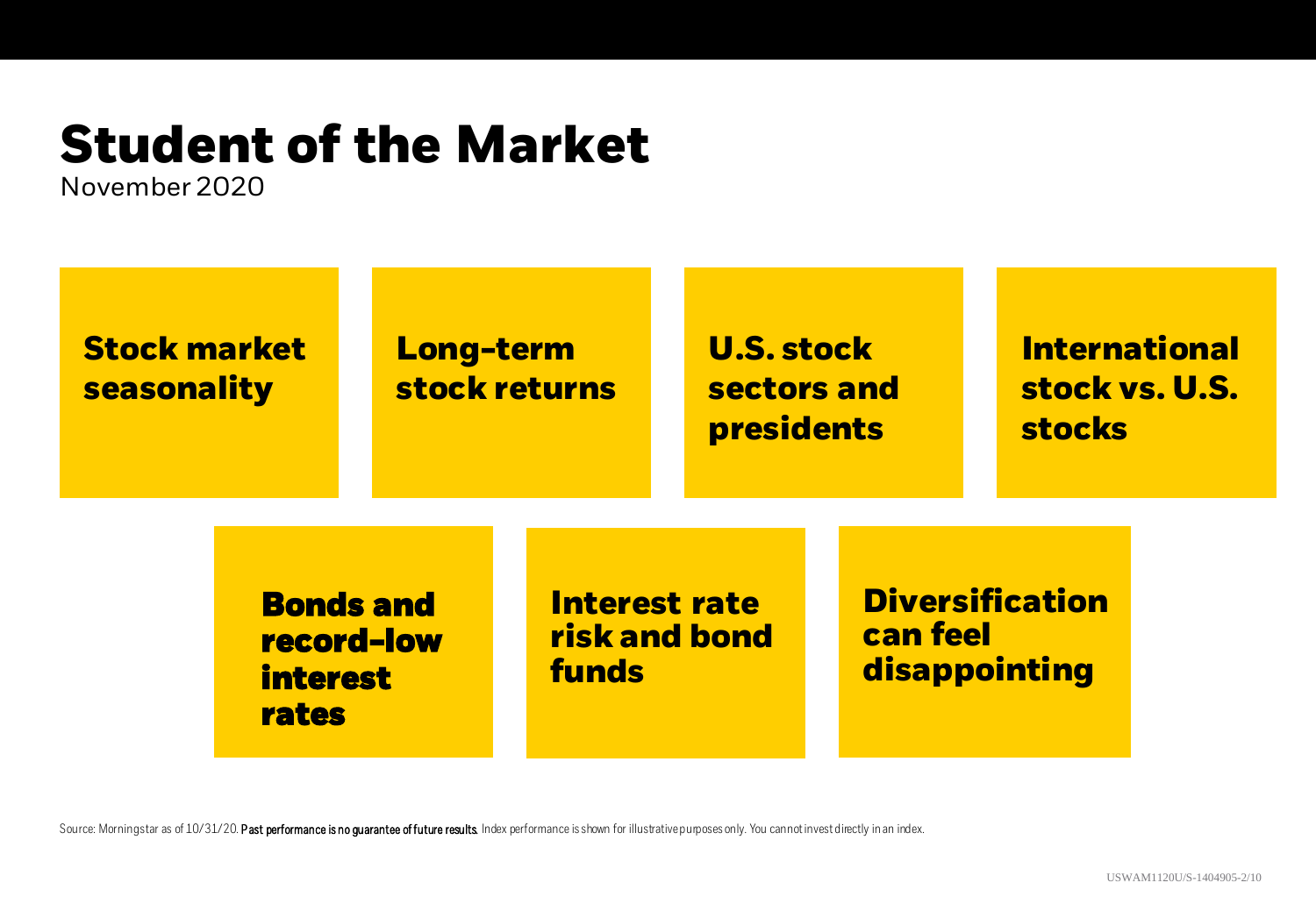# Student of the Market

November 2020

**Stock market seasonality**

**Long-term stock returns**

**U.S. stock sectors and presidents**

**International stock vs. U.S. stocks**

**Bonds and record-low interest rates**

**Interest rate risk and bond funds**

**Diversification can feel disappointing**

Source: Morningstar as of 10/31/20. **Past performance is no guarantee of future results.** Index performance is shown for illustrative purposes only. You cannot invest directly in an index.

USWAM1120U/S-1404905-2/10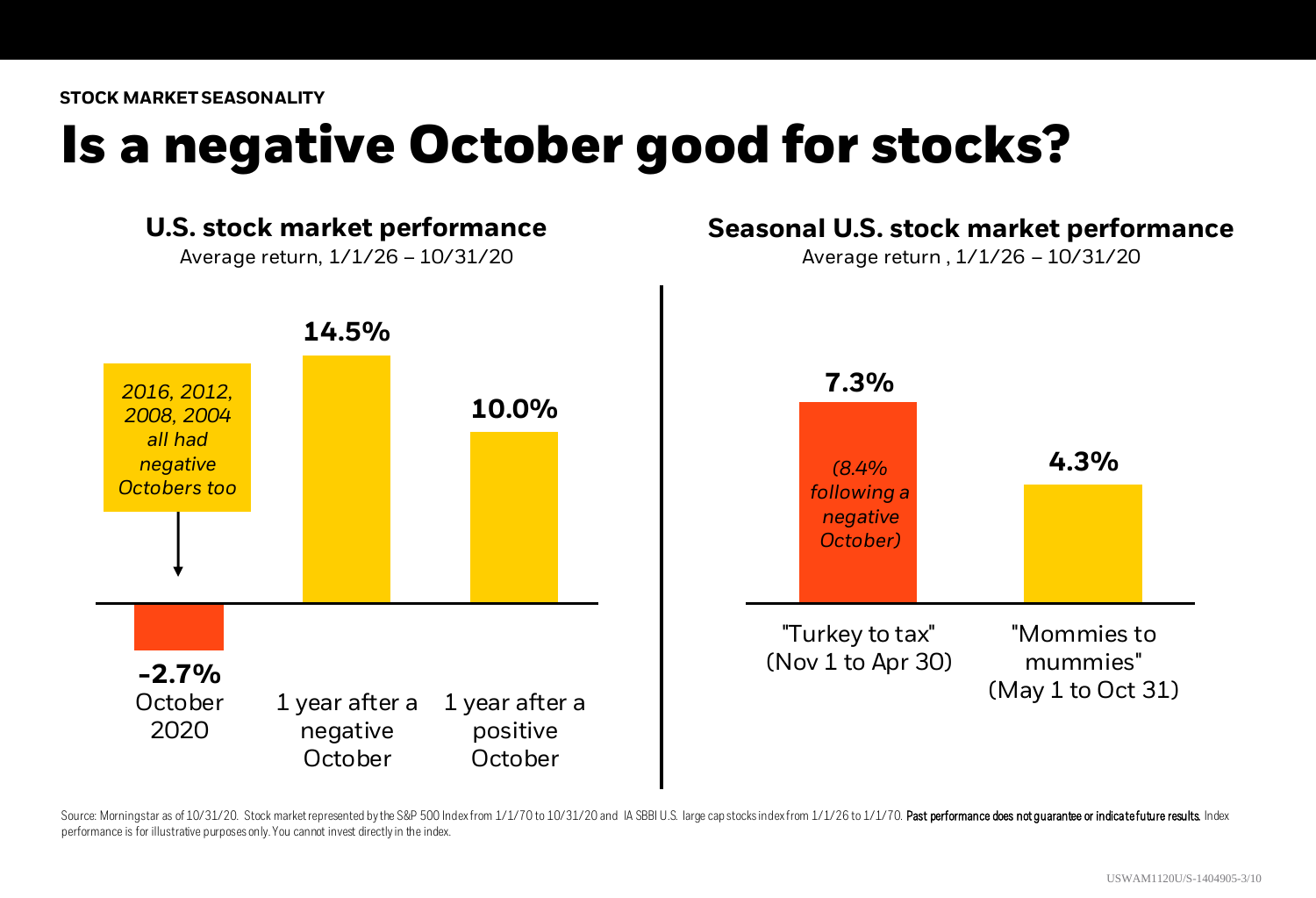STOCK MARKET SEASONALITY

# Is a negative October good for stocks?

## U.S. stock market performance

Average return, 1/1/26 – 10/31/20

*2016, 2012, 2008, 2004 all had negative Octobers too*

14.5%

10.0%

-2.7%

October 2020

1 year after a negative October

1 year after a positive October

## Seasonal U.S. stock market performance

Average return , 1/1/26 – 10/31/20

7.3%

*(8.4% following a negative October)*

4.3%

"Turkey to tax" (Nov 1 to Apr 30)

"Mommies to mummies" (May 1 to Oct 31)

Source: Morningstar as of 10/31/20. Stock market represented by the S&P 500 Index from 1/1/70 to 10/31/20 and IA SBBI U.S. large cap stocks index from 1/1/26 to 1/1/70. **Past performance does not guarantee or indicate future results.** Index performance is for illustrative purposes only. You cannot invest directly in the index.

USWAM1120U/S-1404905-3/10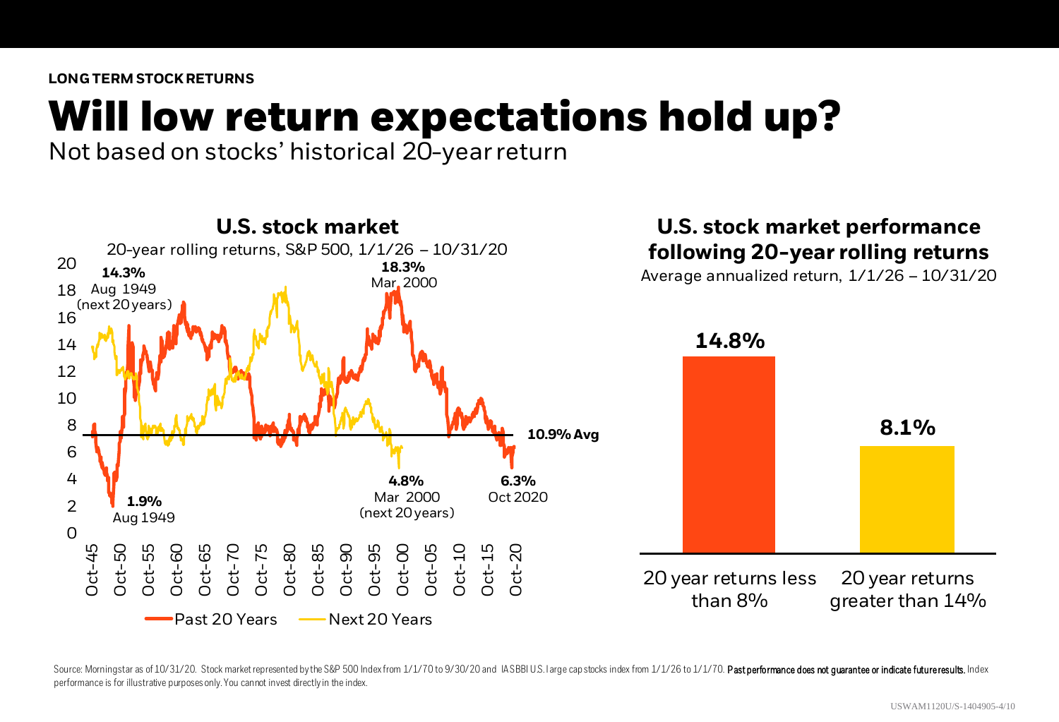LONG TERM STOCK RETURNS

# Will low return expectations hold up?

Not based on stocks' historical 20-year return

## U.S. stock market

20-year rolling returns, S&P 500, 1/1/26 – 10/31/20

20
18
16
14
12
10
8
6
4
2
0

14.3%
Aug 1949
(next 20 years)

18.3%
Mar 2000

10.9% Avg

1.9%
Aug 1949

4.8%
Mar 2000
(next 20 years)

6.3%
Oct 2020

Oct-45 Oct-50 Oct-55 Oct-60 Oct-65 Oct-70 Oct-75 Oct-80 Oct-85 Oct-90 Oct-95 Oct-00 Oct-05 Oct-10 Oct-15 Oct-20

Past 20 Years — Next 20 Years

## U.S. stock market performance following 20-year rolling returns

Average annualized return, 1/1/26 – 10/31/20

14.8%
20 year returns less than 8%

8.1%
20 year returns greater than 14%

Source: Morningstar as of 10/31/20. Stock market represented by the S&P 500 Index from 1/1/70 to 9/30/20 and IASBBI U.S. large cap stocks index from 1/1/26 to 1/1/70. **Past performance does not guarantee or indicate future results.** Index performance is for illustrative purposes only. You cannot invest directly in the index.

USWAM1120U/S-1404905-4/10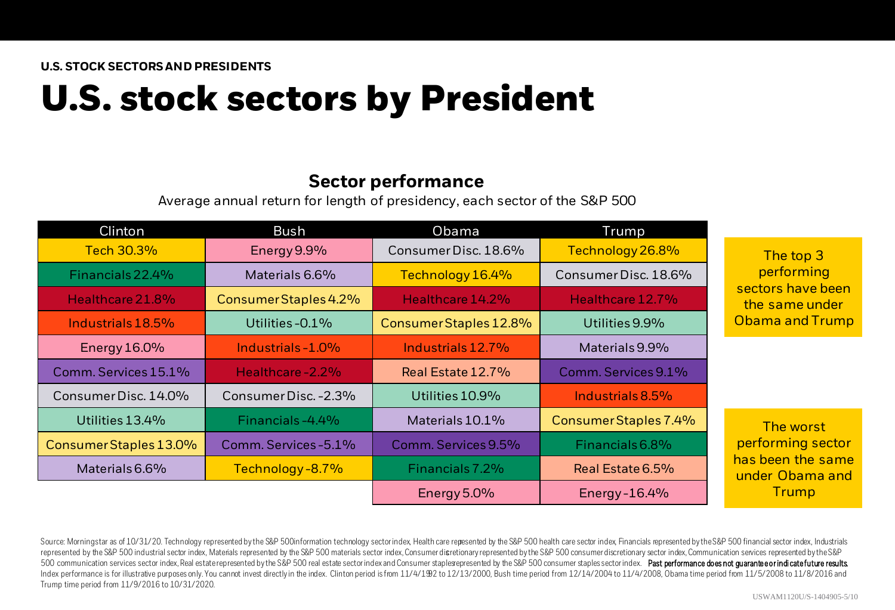U.S. STOCK SECTORS AND PRESIDENTS

# U.S. stock sectors by President

## Sector performance

Average annual return for length of presidency, each sector of the S&P 500

| Clinton | Bush | Obama | Trump |
|---|---|---|---|
| Tech 30.3% | Energy 9.9% | Consumer Disc. 18.6% | Technology 26.8% |
| Financials 22.4% | Materials 6.6% | Technology 16.4% | Consumer Disc. 18.6% |
| Healthcare 21.8% | Consumer Staples 4.2% | Healthcare 14.2% | Healthcare 12.7% |
| Industrials 18.5% | Utilities -0.1% | Consumer Staples 12.8% | Utilities 9.9% |
| Energy 16.0% | Industrials -1.0% | Industrials 12.7% | Materials 9.9% |
| Comm. Services 15.1% | Healthcare -2.2% | Real Estate 12.7% | Comm. Services 9.1% |
| Consumer Disc. 14.0% | Consumer Disc. -2.3% | Utilities 10.9% | Industrials 8.5% |
| Utilities 13.4% | Financials -4.4% | Materials 10.1% | Consumer Staples 7.4% |
| Consumer Staples 13.0% | Comm. Services -5.1% | Comm. Services 9.5% | Financials 6.8% |
| Materials 6.6% | Technology -8.7% | Financials 7.2% | Real Estate 6.5% |
| | | Energy 5.0% | Energy -16.4% |

The top 3 performing sectors have been the same under Obama and Trump

The worst performing sector has been the same under Obama and Trump

Source: Morningstar as of 10/31/20. Technology represented by the S&P 500 information technology sector index, Health care represented by the S&P 500 health care sector index, Financials represented by the S&P 500 financial sector index, Industrials represented by the S&P 500 industrial sector index, Materials represented by the S&P 500 materials sector index, Consumer discretionary represented by the S&P 500 consumer discretionary sector index, Communication services represented by the S&P 500 communication services sector index, Real estate represented by the S&P 500 real estate sector index and Consumer staples represented by the S&P 500 consumer staples sector index. **Past performance does not guarantee or indicate future results.** Index performance is for illustrative purposes only. You cannot invest directly in the index. Clinton period is from 11/4/1992 to 12/13/2000, Bush time period from 12/14/2004 to 11/4/2008, Obama time period from 11/5/2008 to 11/8/2016 and Trump time period from 11/9/2016 to 10/31/2020.

USWAM1120U/S-1404905-5/10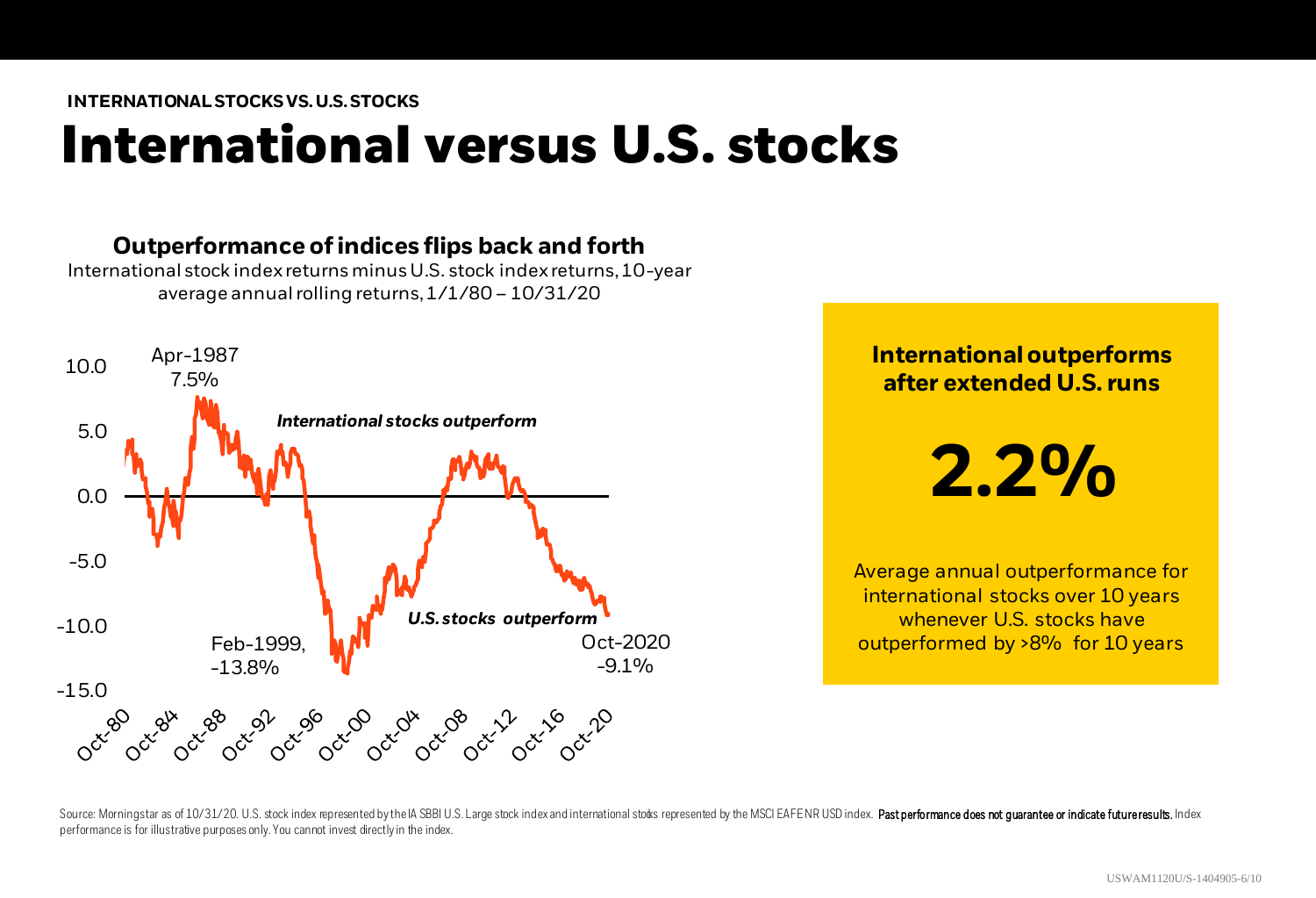INTERNATIONAL STOCKS VS. U.S. STOCKS

# International versus U.S. stocks

**Outperformance of indices flips back and forth**

International stock index returns minus U.S. stock index returns, 10-year average annual rolling returns, 1/1/80 – 10/31/20

Apr-1987 7.5%

*International stocks outperform*

Feb-1999, -13.8%

*U.S. stocks outperform*

Oct-2020 -9.1%

**International outperforms after extended U.S. runs**

**2.2%**

Average annual outperformance for international stocks over 10 years whenever U.S. stocks have outperformed by >8% for 10 years

Source: Morningstar as of 10/31/20. U.S. stock index represented by the IA SBBI U.S. Large stock index and international stocks represented by the MSCI EAFE NR USD index. **Past performance does not guarantee or indicate future results.** Index performance is for illustrative purposes only. You cannot invest directly in the index.

USWAM1120U/S-1404905-6/10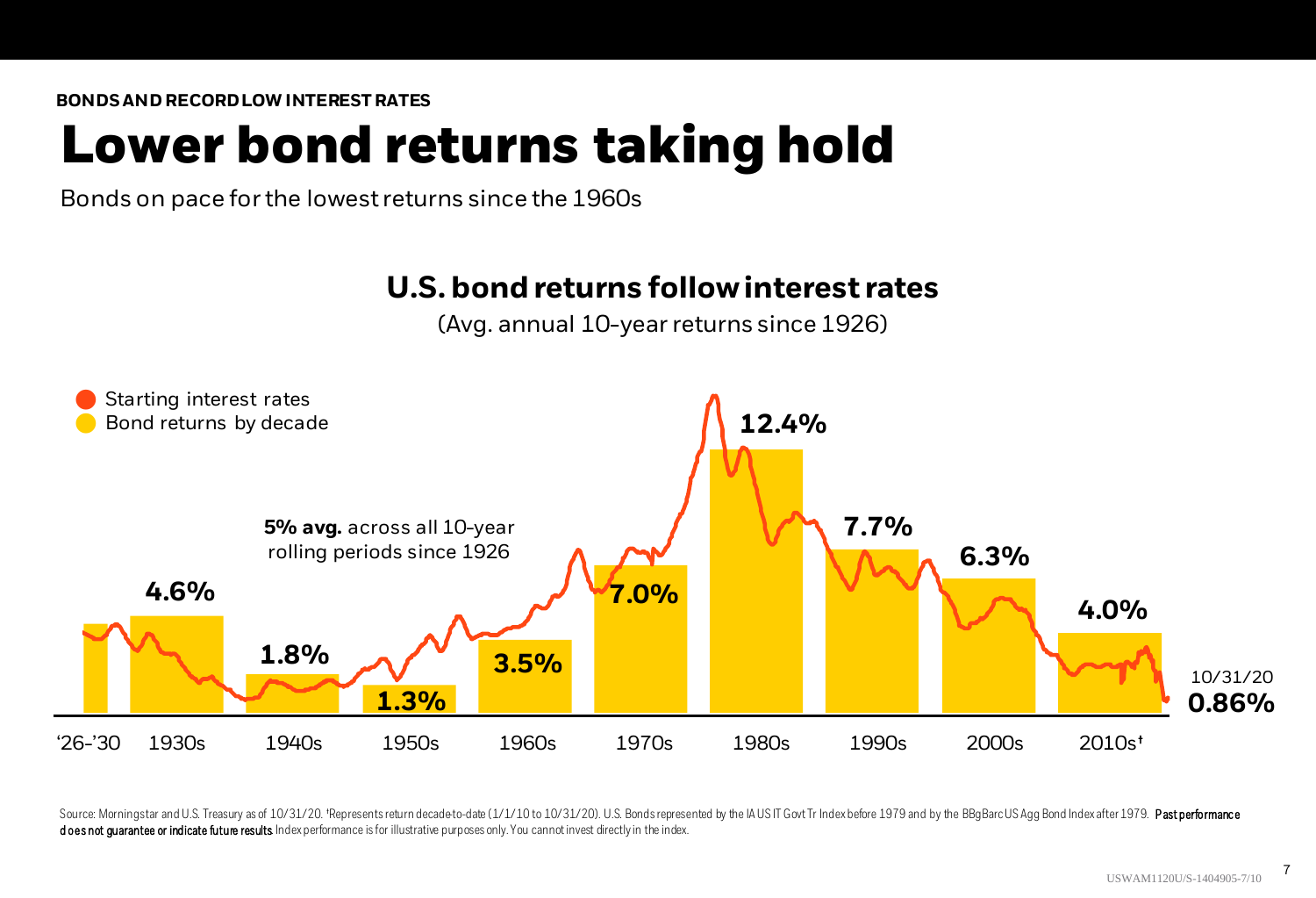BONDS AND RECORD LOW INTEREST RATES

# Lower bond returns taking hold

Bonds on pace for the lowest returns since the 1960s

## U.S. bond returns follow interest rates

(Avg. annual 10-year returns since 1926)

Starting interest rates
Bond returns by decade

**5% avg.** across all 10-year rolling periods since 1926

**4.6%**
**1.8%**
**1.3%**
**3.5%**
**7.0%**
**12.4%**
**7.7%**
**6.3%**
**4.0%**

10/31/20
**0.86%**

'26-'30 1930s 1940s 1950s 1960s 1970s 1980s 1990s 2000s 2010s†

Source: Morningstar and U.S. Treasury as of 10/31/20. †Represents return decade-to-date (1/1/10 to 10/31/20). U.S. Bonds represented by the IA US IT Govt Tr Index before 1979 and by the BBgBarc US Agg Bond Index after 1979. **Past performance does not guarantee or indicate future results.** Index performance is for illustrative purposes only. You cannot invest directly in the index.

USWAM1120U/S-1404905-7/10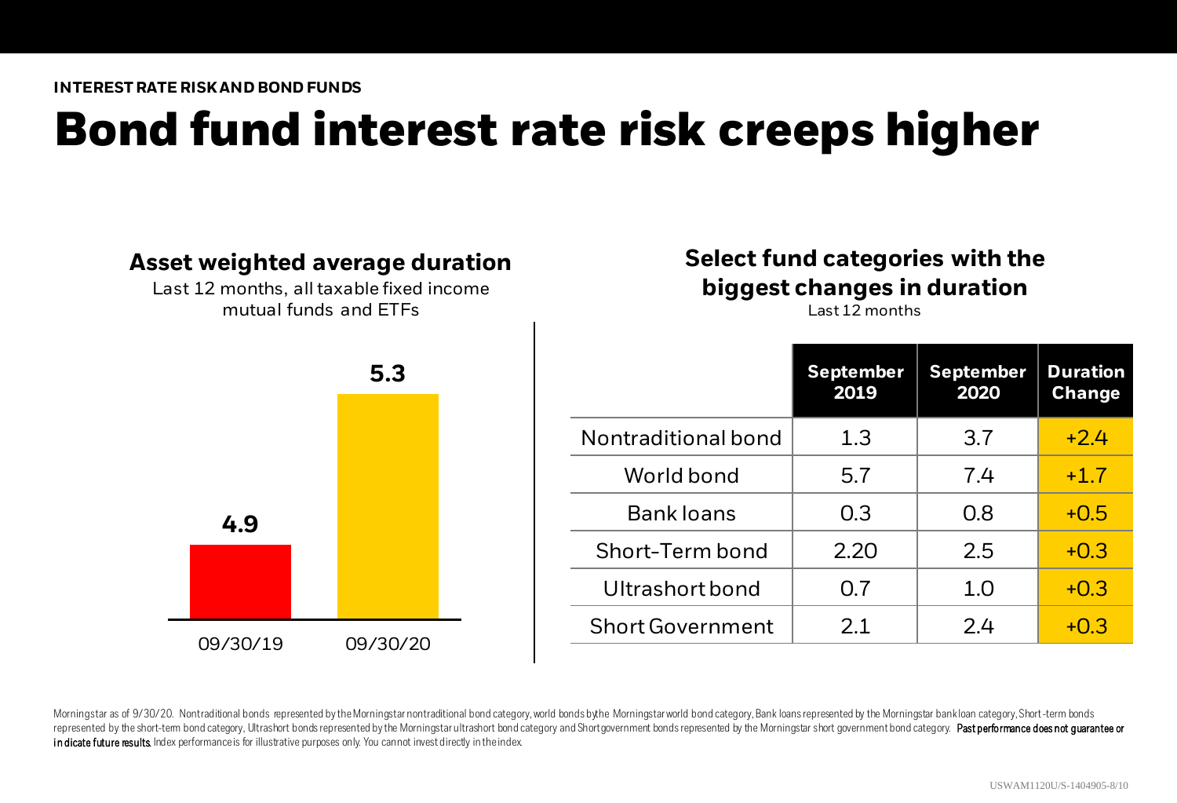INTEREST RATE RISK AND BOND FUNDS

# Bond fund interest rate risk creeps higher

### Asset weighted average duration

Last 12 months, all taxable fixed income mutual funds and ETFs

4.9

5.3

09/30/19

09/30/20

### Select fund categories with the biggest changes in duration

Last 12 months

| | September 2019 | September 2020 | Duration Change |
|---|---|---|---|
| Nontraditional bond | 1.3 | 3.7 | +2.4 |
| World bond | 5.7 | 7.4 | +1.7 |
| Bank loans | 0.3 | 0.8 | +0.5 |
| Short-Term bond | 2.20 | 2.5 | +0.3 |
| Ultrashort bond | 0.7 | 1.0 | +0.3 |
| Short Government | 2.1 | 2.4 | +0.3 |

Morningstar as of 9/30/20. Nontraditional bonds represented by the Morningstar nontraditional bond category, world bonds by the Morningstar world bond category, Bank loans represented by the Morningstar bank loan category, Short-term bonds represented by the short-term bond category, Ultrashort bonds represented by the Morningstar ultrashort bond category and Short government bonds represented by the Morningstar short government bond category. **Past performance does not guarantee or indicate future results.** Index performance is for illustrative purposes only. You cannot invest directly in the index.

USWAM1120U/S-1404905-8/10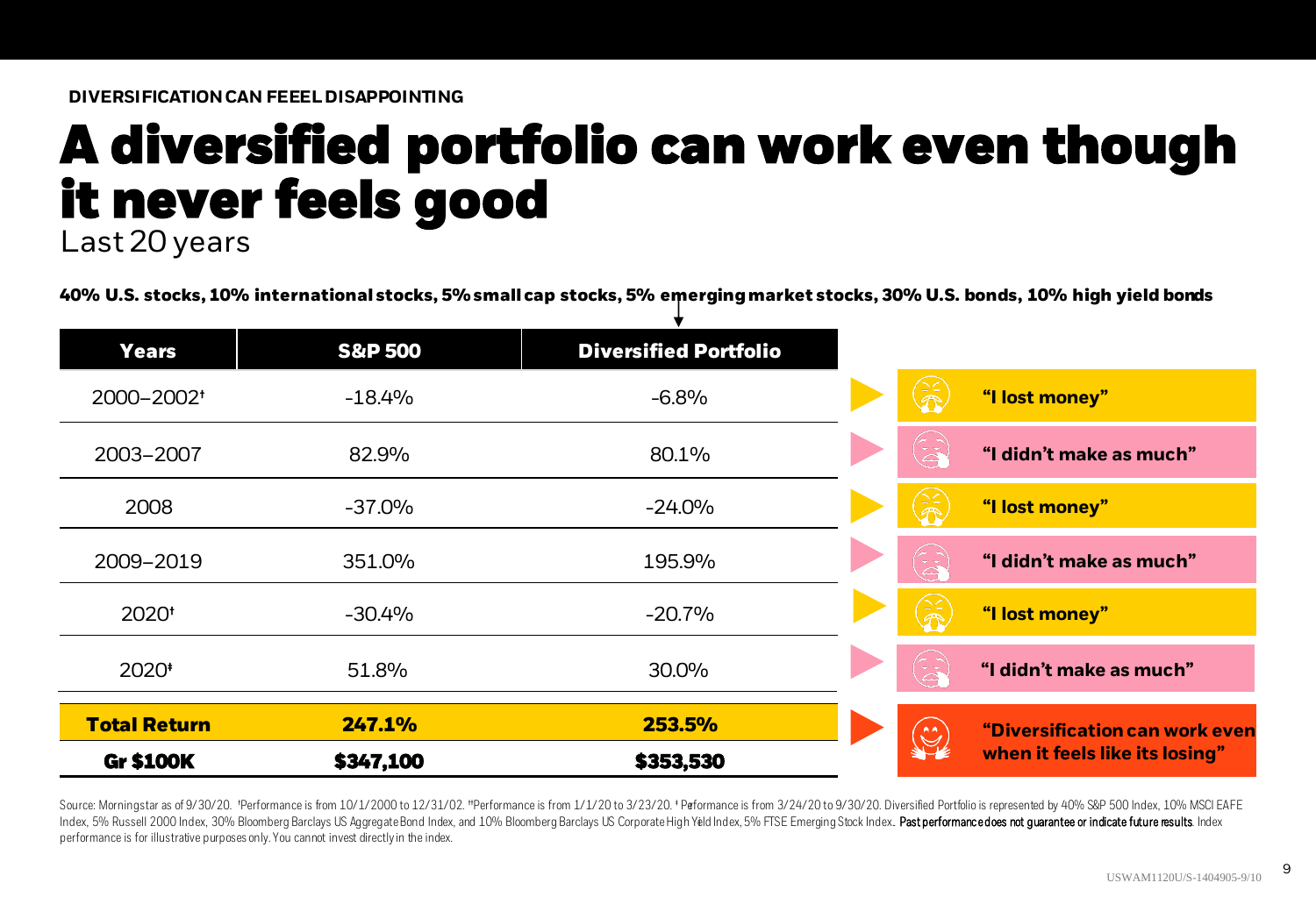DIVERSIFICATION CAN FEEL DISAPPOINTING

# A diversified portfolio can work even though it never feels good

Last 20 years

**40% U.S. stocks, 10% international stocks, 5% small cap stocks, 5% emerging market stocks, 30% U.S. bonds, 10% high yield bonds**

| Years | S&P 500 | Diversified Portfolio | |
|---|---|---|---|
| 2000–2002[†] | -18.4% | -6.8% | "I lost money" |
| 2003–2007 | 82.9% | 80.1% | "I didn't make as much" |
| 2008 | -37.0% | -24.0% | "I lost money" |
| 2009–2019 | 351.0% | 195.9% | "I didn't make as much" |
| 2020[†] | -30.4% | -20.7% | "I lost money" |
| 2020[‡] | 51.8% | 30.0% | "I didn't make as much" |
| **Total Return** | **247.1%** | **253.5%** | **"Diversification can work even when it feels like its losing"** |
| **Gr $100K** | **$347,100** | **$353,530** | |

Source: Morningstar as of 9/30/20. [†]Performance is from 10/1/2000 to 12/31/02. [††]Performance is from 1/1/20 to 3/23/20. [‡] Performance is from 3/24/20 to 9/30/20. Diversified Portfolio is represented by 40% S&P 500 Index, 10% MSCI EAFE Index, 5% Russell 2000 Index, 30% Bloomberg Barclays US Aggregate Bond Index, and 10% Bloomberg Barclays US Corporate High Yield Index, 5% FTSE Emerging Stock Index. **Past performance does not guarantee or indicate future results**. Index performance is for illustrative purposes only. You cannot invest directly in the index.

USWAM1120U/S-1404905-9/10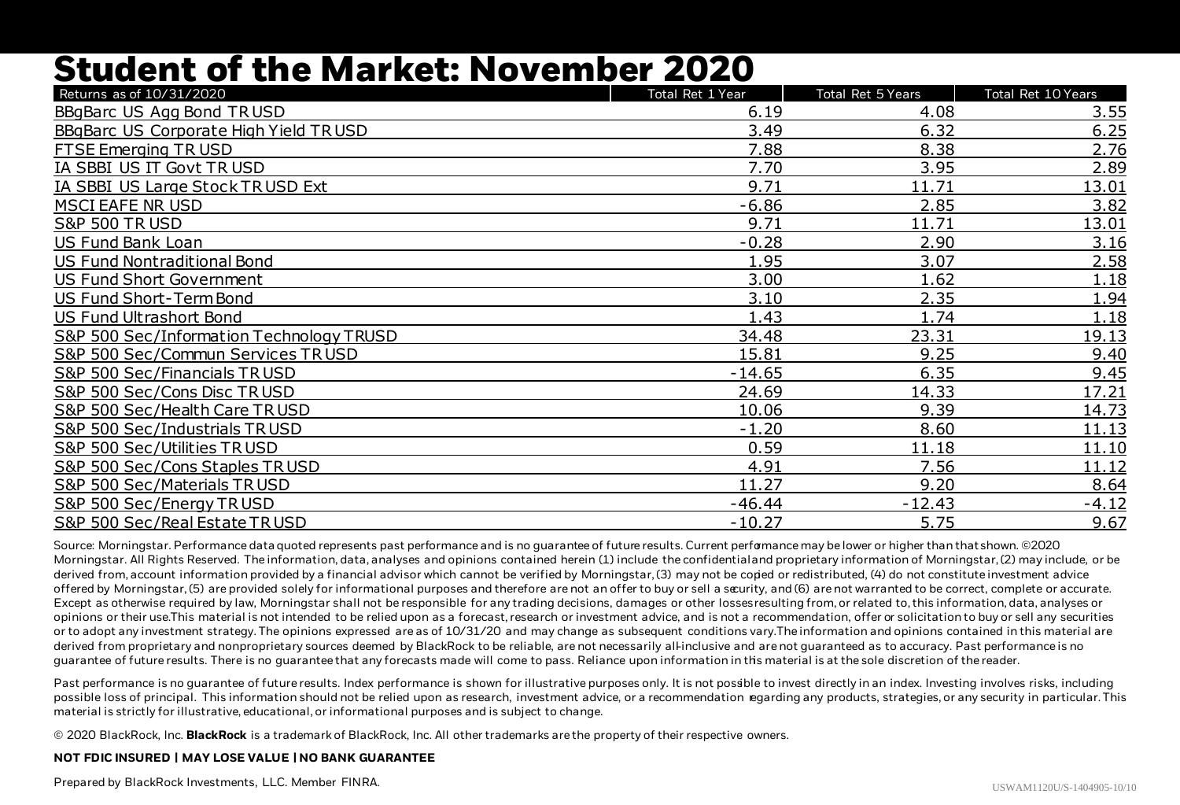# Student of the Market: November 2020

| Returns as of 10/31/2020 | Total Ret 1 Year | Total Ret 5 Years | Total Ret 10 Years |
|---|---|---|---|
| BBgBarc US Agg Bond TR USD | 6.19 | 4.08 | 3.55 |
| BBgBarc US Corporate High Yield TR USD | 3.49 | 6.32 | 6.25 |
| FTSE Emerging TR USD | 7.88 | 8.38 | 2.76 |
| IA SBBI US IT Govt TR USD | 7.70 | 3.95 | 2.89 |
| IA SBBI US Large Stock TR USD Ext | 9.71 | 11.71 | 13.01 |
| MSCI EAFE NR USD | -6.86 | 2.85 | 3.82 |
| S&P 500 TR USD | 9.71 | 11.71 | 13.01 |
| US Fund Bank Loan | -0.28 | 2.90 | 3.16 |
| US Fund Nontraditional Bond | 1.95 | 3.07 | 2.58 |
| US Fund Short Government | 3.00 | 1.62 | 1.18 |
| US Fund Short-Term Bond | 3.10 | 2.35 | 1.94 |
| US Fund Ultrashort Bond | 1.43 | 1.74 | 1.18 |
| S&P 500 Sec/Information Technology TR USD | 34.48 | 23.31 | 19.13 |
| S&P 500 Sec/Commun Services TR USD | 15.81 | 9.25 | 9.40 |
| S&P 500 Sec/Financials TR USD | -14.65 | 6.35 | 9.45 |
| S&P 500 Sec/Cons Disc TR USD | 24.69 | 14.33 | 17.21 |
| S&P 500 Sec/Health Care TR USD | 10.06 | 9.39 | 14.73 |
| S&P 500 Sec/Industrials TR USD | -1.20 | 8.60 | 11.13 |
| S&P 500 Sec/Utilities TR USD | 0.59 | 11.18 | 11.10 |
| S&P 500 Sec/Cons Staples TR USD | 4.91 | 7.56 | 11.12 |
| S&P 500 Sec/Materials TR USD | 11.27 | 9.20 | 8.64 |
| S&P 500 Sec/Energy TR USD | -46.44 | -12.43 | -4.12 |
| S&P 500 Sec/Real Estate TR USD | -10.27 | 5.75 | 9.67 |

Source: Morningstar. Performance data quoted represents past performance and is no guarantee of future results. Current performance may be lower or higher than that shown. ©2020 Morningstar. All Rights Reserved. The information, data, analyses and opinions contained herein (1) include the confidential and proprietary information of Morningstar, (2) may include, or be derived from, account information provided by a financial advisor which cannot be verified by Morningstar, (3) may not be copied or redistributed, (4) do not constitute investment advice offered by Morningstar, (5) are provided solely for informational purposes and therefore are not an offer to buy or sell a security, and (6) are not warranted to be correct, complete or accurate. Except as otherwise required by law, Morningstar shall not be responsible for any trading decisions, damages or other losses resulting from, or related to, this information, data, analyses or opinions or their use. This material is not intended to be relied upon as a forecast, research or investment advice, and is not a recommendation, offer or solicitation to buy or sell any securities or to adopt any investment strategy. The opinions expressed are as of 10/31/20 and may change as subsequent conditions vary. The information and opinions contained in this material are derived from proprietary and nonproprietary sources deemed by BlackRock to be reliable, are not necessarily all-inclusive and are not guaranteed as to accuracy. Past performance is no guarantee of future results. There is no guarantee that any forecasts made will come to pass. Reliance upon information in this material is at the sole discretion of the reader.

Past performance is no guarantee of future results. Index performance is shown for illustrative purposes only. It is not possible to invest directly in an index. Investing involves risks, including possible loss of principal. This information should not be relied upon as research, investment advice, or a recommendation regarding any products, strategies, or any security in particular. This material is strictly for illustrative, educational, or informational purposes and is subject to change.

© 2020 BlackRock, Inc. **BlackRock** is a trademark of BlackRock, Inc. All other trademarks are the property of their respective owners.

**NOT FDIC INSURED | MAY LOSE VALUE | NO BANK GUARANTEE**

Prepared by BlackRock Investments, LLC. Member FINRA.

USWAM1120U/S-1404905-10/10